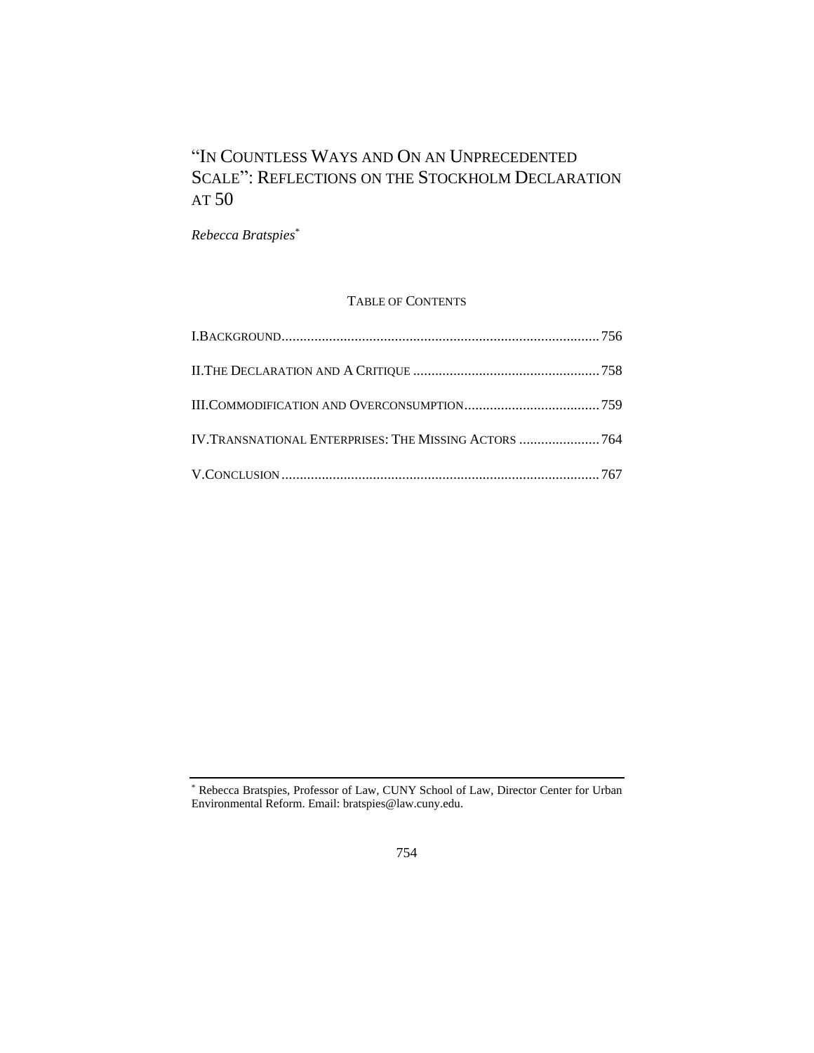# "In Countless Ways and On an Unprecedented Scale": Reflections on the Stockholm Declaration at 50

*Rebecca Bratspies*[*]

TABLE OF CONTENTS

I. Background ........ 756

II. The Declaration and A Critique ........ 758

III. Commodification and Overconsumption ........ 759

IV. Transnational Enterprises: The Missing Actors ........ 764

V. Conclusion ........ 767

---

[*] Rebecca Bratspies, Professor of Law, CUNY School of Law, Director Center for Urban Environmental Reform. Email: bratspies@law.cuny.edu.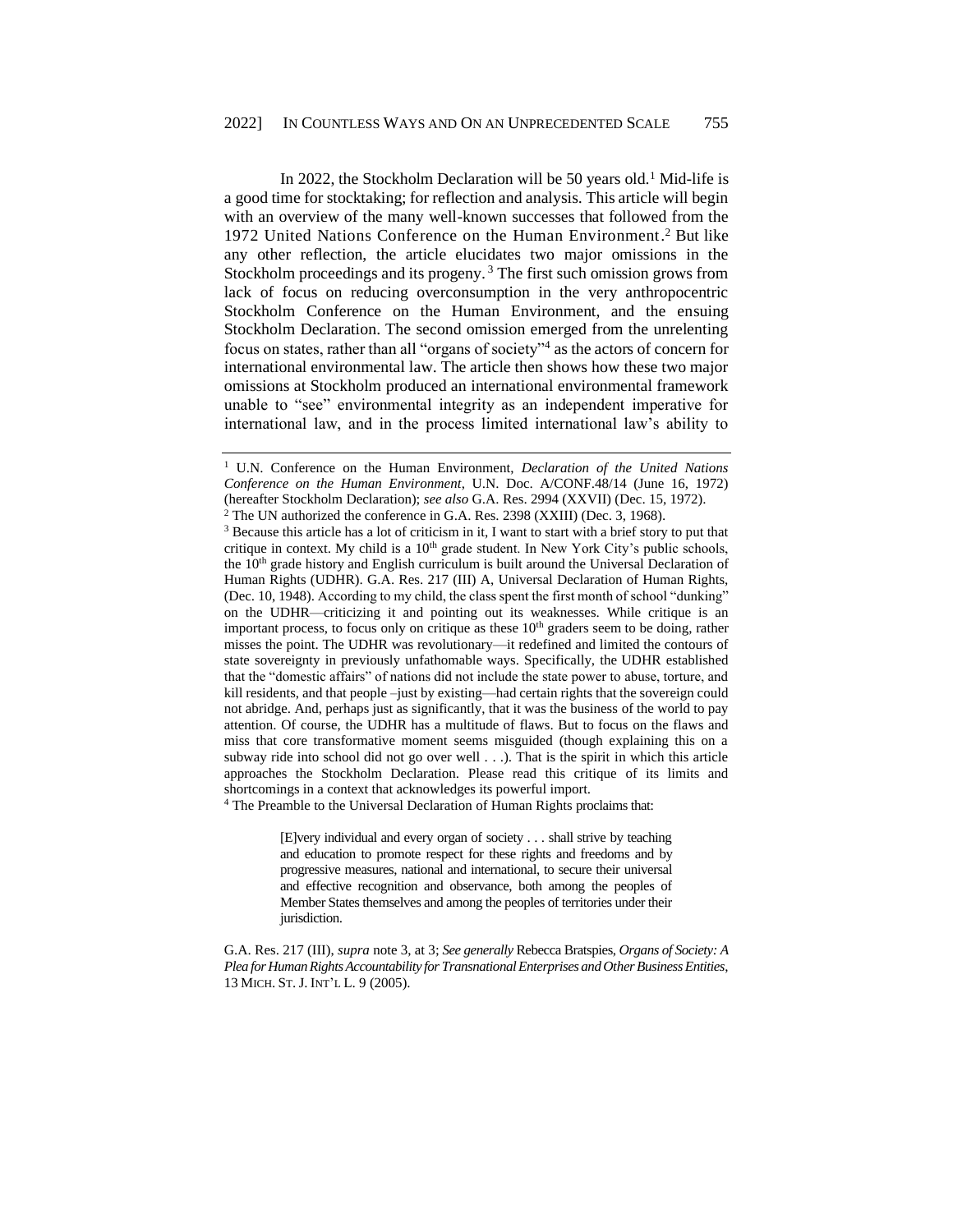In 2022, the Stockholm Declaration will be 50 years old.[1] Mid-life is a good time for stocktaking; for reflection and analysis. This article will begin with an overview of the many well-known successes that followed from the 1972 United Nations Conference on the Human Environment.[2] But like any other reflection, the article elucidates two major omissions in the Stockholm proceedings and its progeny.[3] The first such omission grows from lack of focus on reducing overconsumption in the very anthropocentric Stockholm Conference on the Human Environment, and the ensuing Stockholm Declaration. The second omission emerged from the unrelenting focus on states, rather than all "organs of society"[4] as the actors of concern for international environmental law. The article then shows how these two major omissions at Stockholm produced an international environmental framework unable to "see" environmental integrity as an independent imperative for international law, and in the process limited international law's ability to

---

[1] U.N. Conference on the Human Environment, *Declaration of the United Nations Conference on the Human Environment*, U.N. Doc. A/CONF.48/14 (June 16, 1972) (hereafter Stockholm Declaration); *see also* G.A. Res. 2994 (XXVII) (Dec. 15, 1972).

[2] The UN authorized the conference in G.A. Res. 2398 (XXIII) (Dec. 3, 1968).

[3] Because this article has a lot of criticism in it, I want to start with a brief story to put that critique in context. My child is a 10th grade student. In New York City's public schools, the 10th grade history and English curriculum is built around the Universal Declaration of Human Rights (UDHR). G.A. Res. 217 (III) A, Universal Declaration of Human Rights, (Dec. 10, 1948). According to my child, the class spent the first month of school "dunking" on the UDHR—criticizing it and pointing out its weaknesses. While critique is an important process, to focus only on critique as these 10th graders seem to be doing, rather misses the point. The UDHR was revolutionary—it redefined and limited the contours of state sovereignty in previously unfathomable ways. Specifically, the UDHR established that the "domestic affairs" of nations did not include the state power to abuse, torture, and kill residents, and that people –just by existing—had certain rights that the sovereign could not abridge. And, perhaps just as significantly, that it was the business of the world to pay attention. Of course, the UDHR has a multitude of flaws. But to focus on the flaws and miss that core transformative moment seems misguided (though explaining this on a subway ride into school did not go over well . . .). That is the spirit in which this article approaches the Stockholm Declaration. Please read this critique of its limits and shortcomings in a context that acknowledges its powerful import.

[4] The Preamble to the Universal Declaration of Human Rights proclaims that:

> [E]very individual and every organ of society . . . shall strive by teaching and education to promote respect for these rights and freedoms and by progressive measures, national and international, to secure their universal and effective recognition and observance, both among the peoples of Member States themselves and among the peoples of territories under their jurisdiction.

G.A. Res. 217 (III), *supra* note 3, at 3; *See generally* Rebecca Bratspies, *Organs of Society: A Plea for Human Rights Accountability for Transnational Enterprises and Other Business Entities*, 13 MICH. ST. J. INT'L L. 9 (2005).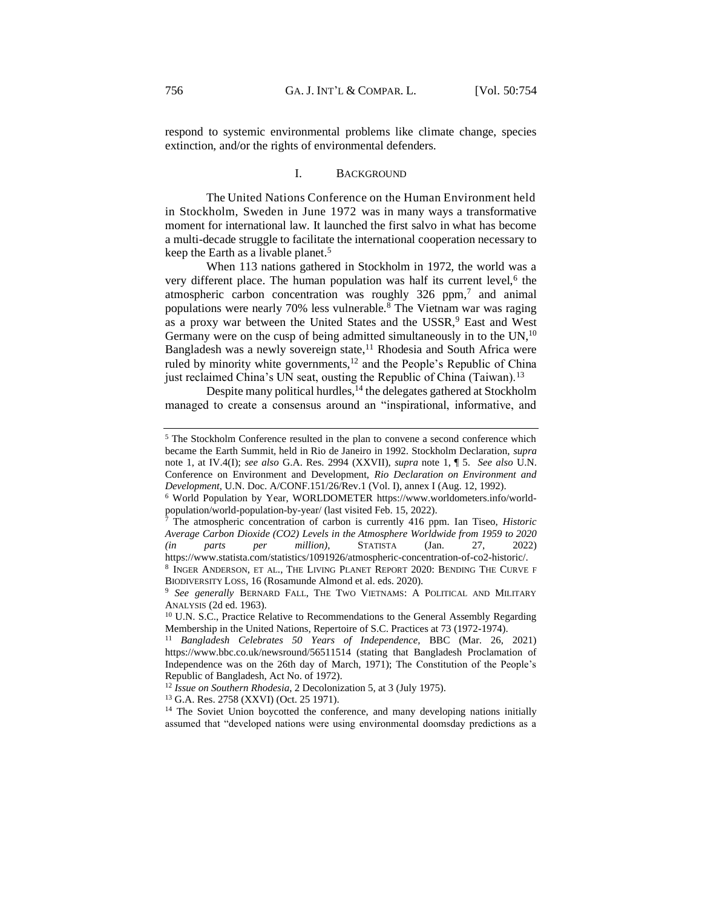respond to systemic environmental problems like climate change, species extinction, and/or the rights of environmental defenders.

## I. Background

The United Nations Conference on the Human Environment held in Stockholm, Sweden in June 1972 was in many ways a transformative moment for international law. It launched the first salvo in what has become a multi-decade struggle to facilitate the international cooperation necessary to keep the Earth as a livable planet.[5]

When 113 nations gathered in Stockholm in 1972, the world was a very different place. The human population was half its current level,[6] the atmospheric carbon concentration was roughly 326 ppm,[7] and animal populations were nearly 70% less vulnerable.[8] The Vietnam war was raging as a proxy war between the United States and the USSR,[9] East and West Germany were on the cusp of being admitted simultaneously in to the UN,[10] Bangladesh was a newly sovereign state,[11] Rhodesia and South Africa were ruled by minority white governments,[12] and the People's Republic of China just reclaimed China's UN seat, ousting the Republic of China (Taiwan).[13]

Despite many political hurdles,[14] the delegates gathered at Stockholm managed to create a consensus around an "inspirational, informative, and

---

[5] The Stockholm Conference resulted in the plan to convene a second conference which became the Earth Summit, held in Rio de Janeiro in 1992. Stockholm Declaration, *supra* note 1, at IV.4(I); *see also* G.A. Res. 2994 (XXVII), *supra* note 1, ¶ 5. *See also* U.N. Conference on Environment and Development, *Rio Declaration on Environment and Development*, U.N. Doc. A/CONF.151/26/Rev.1 (Vol. I), annex I (Aug. 12, 1992).

[6] World Population by Year, WORLDOMETER https://www.worldometers.info/world-population/world-population-by-year/ (last visited Feb. 15, 2022).

[7] The atmospheric concentration of carbon is currently 416 ppm. Ian Tiseo, *Historic Average Carbon Dioxide (CO2) Levels in the Atmosphere Worldwide from 1959 to 2020 (in parts per million)*, STATISTA (Jan. 27, 2022) https://www.statista.com/statistics/1091926/atmospheric-concentration-of-co2-historic/.

[8] INGER ANDERSON, ET AL., THE LIVING PLANET REPORT 2020: BENDING THE CURVE F BIODIVERSITY LOSS, 16 (Rosamunde Almond et al. eds. 2020).

[9] *See generally* BERNARD FALL, THE TWO VIETNAMS: A POLITICAL AND MILITARY ANALYSIS (2d ed. 1963).

[10] U.N. S.C., Practice Relative to Recommendations to the General Assembly Regarding Membership in the United Nations, Repertoire of S.C. Practices at 73 (1972-1974).

[11] *Bangladesh Celebrates 50 Years of Independence*, BBC (Mar. 26, 2021) https://www.bbc.co.uk/newsround/56511514 (stating that Bangladesh Proclamation of Independence was on the 26th day of March, 1971); The Constitution of the People's Republic of Bangladesh, Act No. of 1972).

[12] *Issue on Southern Rhodesia*, 2 Decolonization 5, at 3 (July 1975).

[13] G.A. Res. 2758 (XXVI) (Oct. 25 1971).

[14] The Soviet Union boycotted the conference, and many developing nations initially assumed that "developed nations were using environmental doomsday predictions as a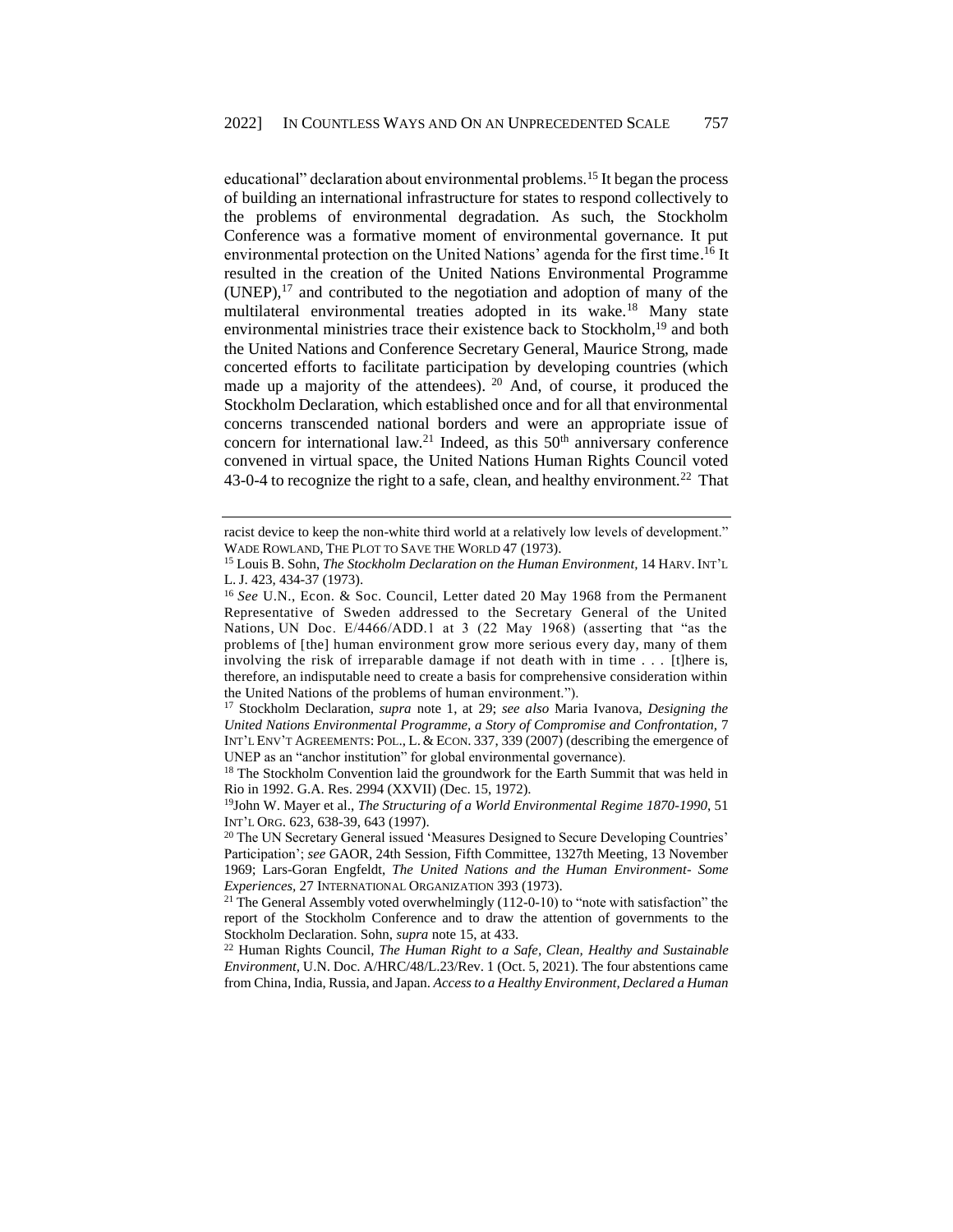educational" declaration about environmental problems.[15] It began the process of building an international infrastructure for states to respond collectively to the problems of environmental degradation. As such, the Stockholm Conference was a formative moment of environmental governance. It put environmental protection on the United Nations' agenda for the first time.[16] It resulted in the creation of the United Nations Environmental Programme (UNEP),[17] and contributed to the negotiation and adoption of many of the multilateral environmental treaties adopted in its wake.[18] Many state environmental ministries trace their existence back to Stockholm,[19] and both the United Nations and Conference Secretary General, Maurice Strong, made concerted efforts to facilitate participation by developing countries (which made up a majority of the attendees).[20] And, of course, it produced the Stockholm Declaration, which established once and for all that environmental concerns transcended national borders and were an appropriate issue of concern for international law.[21] Indeed, as this 50th anniversary conference convened in virtual space, the United Nations Human Rights Council voted 43-0-4 to recognize the right to a safe, clean, and healthy environment.[22] That

---

racist device to keep the non-white third world at a relatively low levels of development." WADE ROWLAND, THE PLOT TO SAVE THE WORLD 47 (1973).

[15] Louis B. Sohn, *The Stockholm Declaration on the Human Environment*, 14 HARV. INT'L L. J. 423, 434-37 (1973).

[16] *See* U.N., Econ. & Soc. Council, Letter dated 20 May 1968 from the Permanent Representative of Sweden addressed to the Secretary General of the United Nations, UN Doc. E/4466/ADD.1 at 3 (22 May 1968) (asserting that "as the problems of [the] human environment grow more serious every day, many of them involving the risk of irreparable damage if not death with in time . . . [t]here is, therefore, an indisputable need to create a basis for comprehensive consideration within the United Nations of the problems of human environment.").

[17] Stockholm Declaration, *supra* note 1, at 29; *see also* Maria Ivanova, *Designing the United Nations Environmental Programme, a Story of Compromise and Confrontation,* 7 INT'L ENV'T AGREEMENTS: POL., L. & ECON. 337, 339 (2007) (describing the emergence of UNEP as an "anchor institution" for global environmental governance).

[18] The Stockholm Convention laid the groundwork for the Earth Summit that was held in Rio in 1992. G.A. Res. 2994 (XXVII) (Dec. 15, 1972).

[19] John W. Mayer et al., *The Structuring of a World Environmental Regime 1870-1990*, 51 INT'L ORG. 623, 638-39, 643 (1997).

[20] The UN Secretary General issued 'Measures Designed to Secure Developing Countries' Participation'; *see* GAOR, 24th Session, Fifth Committee, 1327th Meeting, 13 November 1969; Lars-Goran Engfeldt, *The United Nations and the Human Environment- Some Experiences*, 27 INTERNATIONAL ORGANIZATION 393 (1973).

[21] The General Assembly voted overwhelmingly (112-0-10) to "note with satisfaction" the report of the Stockholm Conference and to draw the attention of governments to the Stockholm Declaration. Sohn, *supra* note 15, at 433.

[22] Human Rights Council, *The Human Right to a Safe, Clean, Healthy and Sustainable Environment*, U.N. Doc. A/HRC/48/L.23/Rev. 1 (Oct. 5, 2021). The four abstentions came from China, India, Russia, and Japan. *Access to a Healthy Environment, Declared a Human*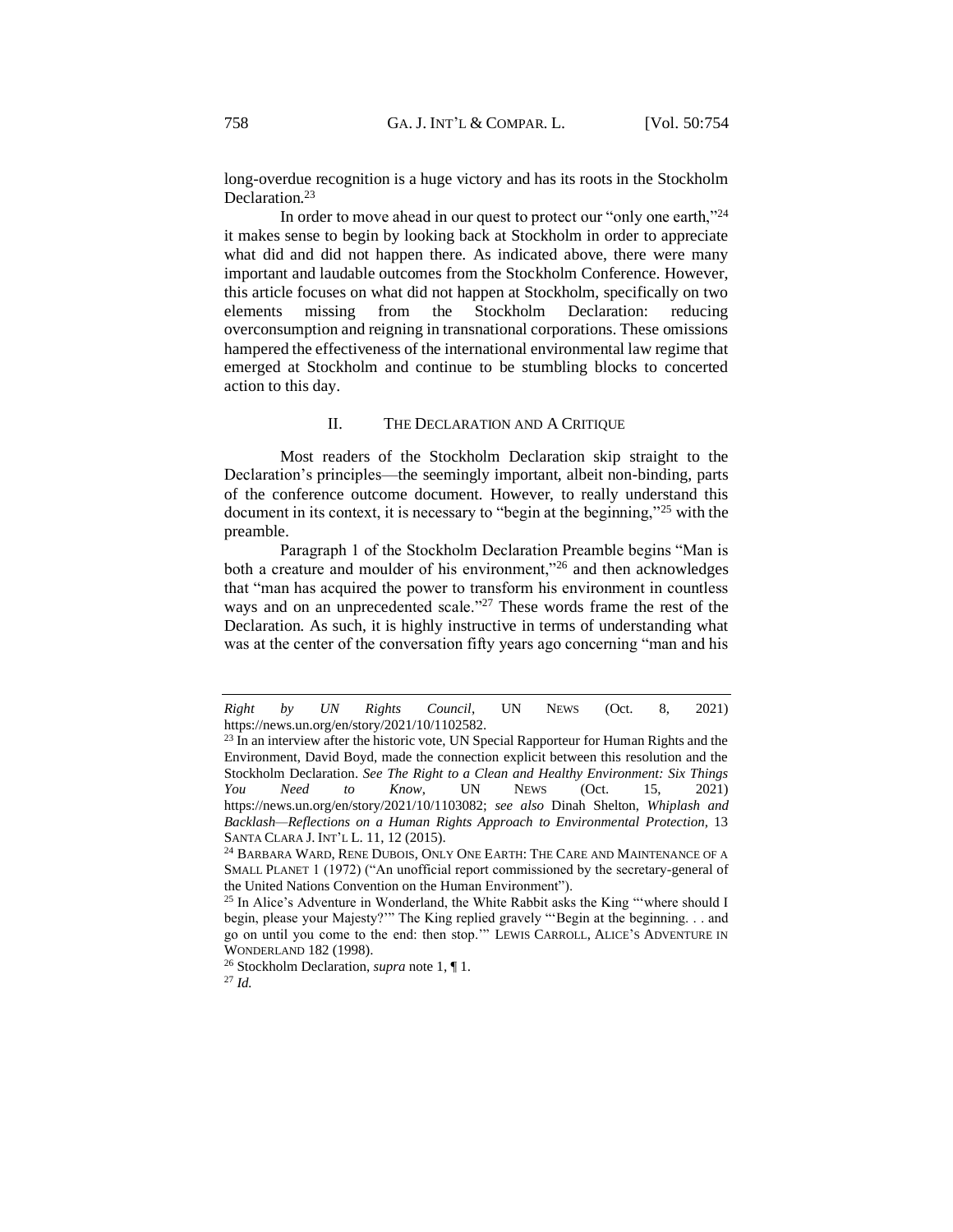long-overdue recognition is a huge victory and has its roots in the Stockholm Declaration.[23]

In order to move ahead in our quest to protect our "only one earth,"[24] it makes sense to begin by looking back at Stockholm in order to appreciate what did and did not happen there. As indicated above, there were many important and laudable outcomes from the Stockholm Conference. However, this article focuses on what did not happen at Stockholm, specifically on two elements missing from the Stockholm Declaration: reducing overconsumption and reigning in transnational corporations. These omissions hampered the effectiveness of the international environmental law regime that emerged at Stockholm and continue to be stumbling blocks to concerted action to this day.

## II. THE DECLARATION AND A CRITIQUE

Most readers of the Stockholm Declaration skip straight to the Declaration's principles—the seemingly important, albeit non-binding, parts of the conference outcome document. However, to really understand this document in its context, it is necessary to "begin at the beginning,"[25] with the preamble.

Paragraph 1 of the Stockholm Declaration Preamble begins "Man is both a creature and moulder of his environment,"[26] and then acknowledges that "man has acquired the power to transform his environment in countless ways and on an unprecedented scale."[27] These words frame the rest of the Declaration. As such, it is highly instructive in terms of understanding what was at the center of the conversation fifty years ago concerning "man and his

---

*Right by UN Rights Council*, UN NEWS (Oct. 8, 2021) https://news.un.org/en/story/2021/10/1102582.

[23] In an interview after the historic vote, UN Special Rapporteur for Human Rights and the Environment, David Boyd, made the connection explicit between this resolution and the Stockholm Declaration. *See The Right to a Clean and Healthy Environment: Six Things You Need to Know*, UN NEWS (Oct. 15, 2021) https://news.un.org/en/story/2021/10/1103082; *see also* Dinah Shelton, *Whiplash and Backlash—Reflections on a Human Rights Approach to Environmental Protection,* 13 SANTA CLARA J. INT'L L. 11, 12 (2015).

[24] BARBARA WARD, RENE DUBOIS, ONLY ONE EARTH: THE CARE AND MAINTENANCE OF A SMALL PLANET 1 (1972) ("An unofficial report commissioned by the secretary-general of the United Nations Convention on the Human Environment").

[25] In Alice's Adventure in Wonderland, the White Rabbit asks the King "'where should I begin, please your Majesty?'" The King replied gravely "'Begin at the beginning. . . and go on until you come to the end: then stop.'" LEWIS CARROLL, ALICE'S ADVENTURE IN WONDERLAND 182 (1998).

[26] Stockholm Declaration, *supra* note 1, ¶ 1.

[27] *Id.*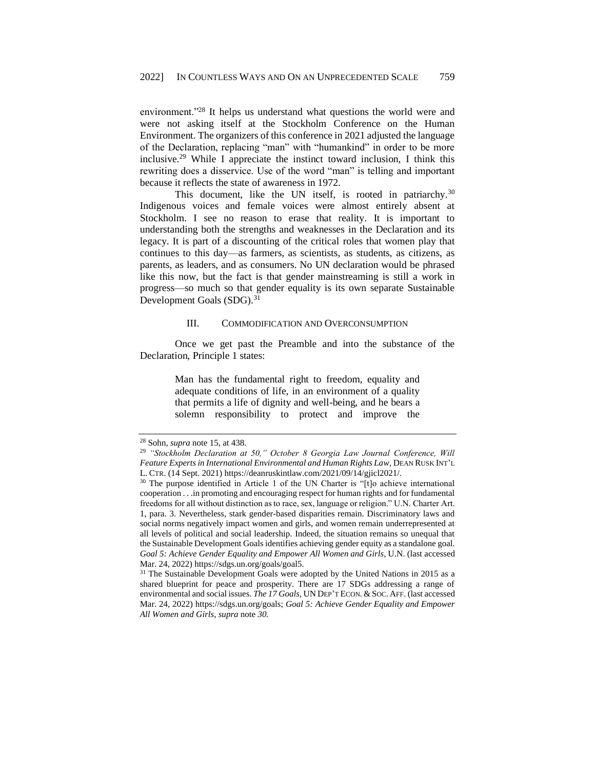environment."[28] It helps us understand what questions the world were and were not asking itself at the Stockholm Conference on the Human Environment. The organizers of this conference in 2021 adjusted the language of the Declaration, replacing "man" with "humankind" in order to be more inclusive.[29] While I appreciate the instinct toward inclusion, I think this rewriting does a disservice. Use of the word "man" is telling and important because it reflects the state of awareness in 1972.

This document, like the UN itself, is rooted in patriarchy.[30] Indigenous voices and female voices were almost entirely absent at Stockholm. I see no reason to erase that reality. It is important to understanding both the strengths and weaknesses in the Declaration and its legacy. It is part of a discounting of the critical roles that women play that continues to this day—as farmers, as scientists, as students, as citizens, as parents, as leaders, and as consumers. No UN declaration would be phrased like this now, but the fact is that gender mainstreaming is still a work in progress—so much so that gender equality is its own separate Sustainable Development Goals (SDG).[31]

## III. COMMODIFICATION AND OVERCONSUMPTION

Once we get past the Preamble and into the substance of the Declaration, Principle 1 states:

> Man has the fundamental right to freedom, equality and adequate conditions of life, in an environment of a quality that permits a life of dignity and well-being, and he bears a solemn responsibility to protect and improve the

---

[28] Sohn, *supra* note 15, at 438.

[29] *"Stockholm Declaration at 50," October 8 Georgia Law Journal Conference, Will Feature Experts in International Environmental and Human Rights Law*, DEAN RUSK INT'L L. CTR. (14 Sept. 2021) https://deanruskintlaw.com/2021/09/14/gjicl2021/.

[30] The purpose identified in Article 1 of the UN Charter is "[t]o achieve international cooperation . . .in promoting and encouraging respect for human rights and for fundamental freedoms for all without distinction as to race, sex, language or religion." U.N. Charter Art. 1, para. 3. Nevertheless, stark gender-based disparities remain. Discriminatory laws and social norms negatively impact women and girls, and women remain underrepresented at all levels of political and social leadership. Indeed, the situation remains so unequal that the Sustainable Development Goals identifies achieving gender equity as a standalone goal. *Goal 5: Achieve Gender Equality and Empower All Women and Girls*, U.N. (last accessed Mar. 24, 2022) https://sdgs.un.org/goals/goal5.

[31] The Sustainable Development Goals were adopted by the United Nations in 2015 as a shared blueprint for peace and prosperity. There are 17 SDGs addressing a range of environmental and social issues. *The 17 Goals*, UN DEP'T ECON. & SOC. AFF. (last accessed Mar. 24, 2022) https://sdgs.un.org/goals; *Goal 5: Achieve Gender Equality and Empower All Women and Girls*, *supra* note *30.*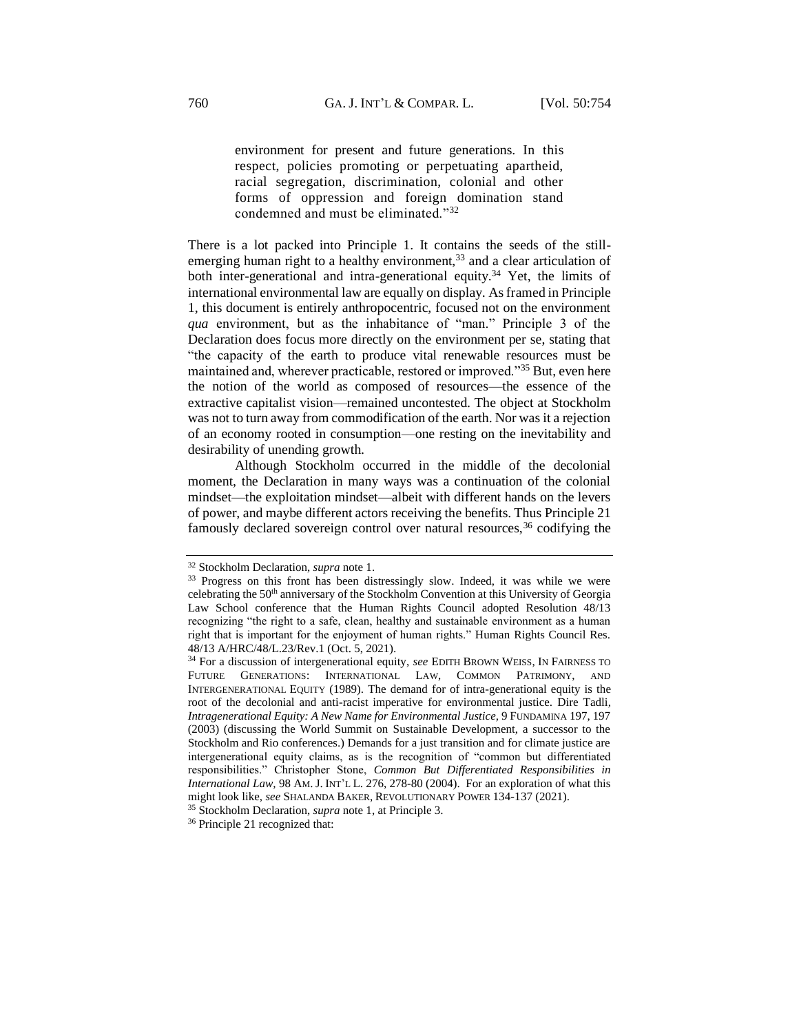> environment for present and future generations. In this respect, policies promoting or perpetuating apartheid, racial segregation, discrimination, colonial and other forms of oppression and foreign domination stand condemned and must be eliminated."[32]

There is a lot packed into Principle 1. It contains the seeds of the still-emerging human right to a healthy environment,[33] and a clear articulation of both inter-generational and intra-generational equity.[34] Yet, the limits of international environmental law are equally on display. As framed in Principle 1, this document is entirely anthropocentric, focused not on the environment *qua* environment, but as the inhabitance of "man." Principle 3 of the Declaration does focus more directly on the environment per se, stating that "the capacity of the earth to produce vital renewable resources must be maintained and, wherever practicable, restored or improved."[35] But, even here the notion of the world as composed of resources—the essence of the extractive capitalist vision—remained uncontested. The object at Stockholm was not to turn away from commodification of the earth. Nor was it a rejection of an economy rooted in consumption—one resting on the inevitability and desirability of unending growth.

Although Stockholm occurred in the middle of the decolonial moment, the Declaration in many ways was a continuation of the colonial mindset—the exploitation mindset—albeit with different hands on the levers of power, and maybe different actors receiving the benefits. Thus Principle 21 famously declared sovereign control over natural resources,[36] codifying the

---

[32] Stockholm Declaration, *supra* note 1.

[33] Progress on this front has been distressingly slow. Indeed, it was while we were celebrating the 50th anniversary of the Stockholm Convention at this University of Georgia Law School conference that the Human Rights Council adopted Resolution 48/13 recognizing "the right to a safe, clean, healthy and sustainable environment as a human right that is important for the enjoyment of human rights." Human Rights Council Res. 48/13 A/HRC/48/L.23/Rev.1 (Oct. 5, 2021).

[34] For a discussion of intergenerational equity, *see* EDITH BROWN WEISS, IN FAIRNESS TO FUTURE GENERATIONS: INTERNATIONAL LAW, COMMON PATRIMONY, AND INTERGENERATIONAL EQUITY (1989). The demand for of intra-generational equity is the root of the decolonial and anti-racist imperative for environmental justice. Dire Tadli, *Intragenerational Equity: A New Name for Environmental Justice*, 9 FUNDAMINA 197, 197 (2003) (discussing the World Summit on Sustainable Development, a successor to the Stockholm and Rio conferences.) Demands for a just transition and for climate justice are intergenerational equity claims, as is the recognition of "common but differentiated responsibilities." Christopher Stone, *Common But Differentiated Responsibilities in International Law*, 98 AM. J. INT'L L. 276, 278-80 (2004). For an exploration of what this might look like, *see* SHALANDA BAKER, REVOLUTIONARY POWER 134-137 (2021).

[35] Stockholm Declaration, *supra* note 1, at Principle 3.

[36] Principle 21 recognized that: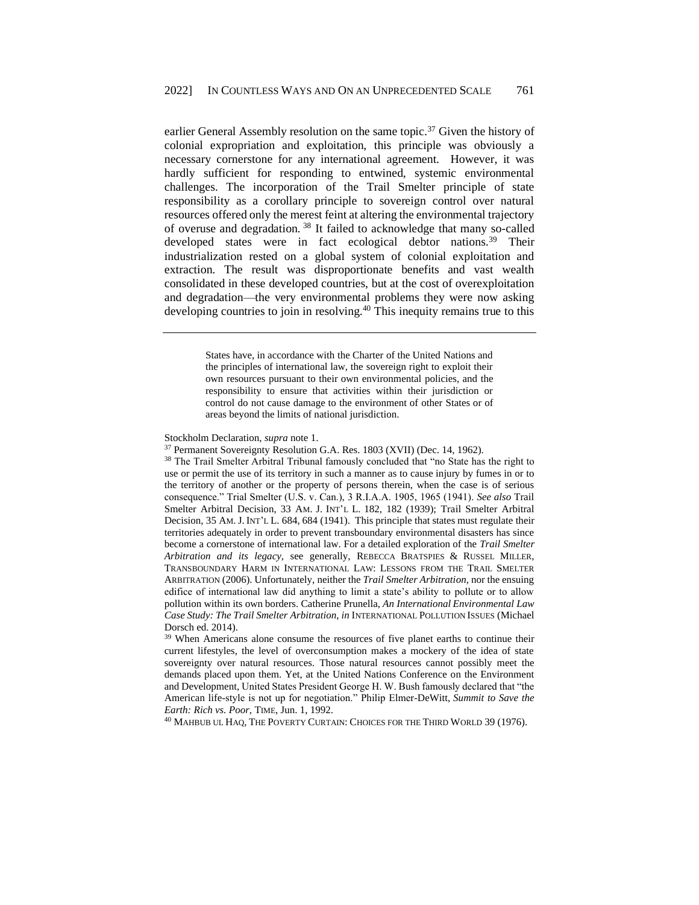earlier General Assembly resolution on the same topic.[37] Given the history of colonial expropriation and exploitation, this principle was obviously a necessary cornerstone for any international agreement. However, it was hardly sufficient for responding to entwined, systemic environmental challenges. The incorporation of the Trail Smelter principle of state responsibility as a corollary principle to sovereign control over natural resources offered only the merest feint at altering the environmental trajectory of overuse and degradation.[38] It failed to acknowledge that many so-called developed states were in fact ecological debtor nations.[39] Their industrialization rested on a global system of colonial exploitation and extraction. The result was disproportionate benefits and vast wealth consolidated in these developed countries, but at the cost of overexploitation and degradation—the very environmental problems they were now asking developing countries to join in resolving.[40] This inequity remains true to this

---

> States have, in accordance with the Charter of the United Nations and the principles of international law, the sovereign right to exploit their own resources pursuant to their own environmental policies, and the responsibility to ensure that activities within their jurisdiction or control do not cause damage to the environment of other States or of areas beyond the limits of national jurisdiction.

Stockholm Declaration, *supra* note 1.

[37] Permanent Sovereignty Resolution G.A. Res. 1803 (XVII) (Dec. 14, 1962).

[38] The Trail Smelter Arbitral Tribunal famously concluded that "no State has the right to use or permit the use of its territory in such a manner as to cause injury by fumes in or to the territory of another or the property of persons therein, when the case is of serious consequence." Trial Smelter (U.S. v. Can.), 3 R.I.A.A. 1905, 1965 (1941). *See also* Trail Smelter Arbitral Decision, 33 AM. J. INT'L L. 182, 182 (1939); Trail Smelter Arbitral Decision, 35 AM. J. INT'L L. 684, 684 (1941). This principle that states must regulate their territories adequately in order to prevent transboundary environmental disasters has since become a cornerstone of international law. For a detailed exploration of the *Trail Smelter Arbitration and its legacy,* see generally, REBECCA BRATSPIES & RUSSEL MILLER, TRANSBOUNDARY HARM IN INTERNATIONAL LAW: LESSONS FROM THE TRAIL SMELTER ARBITRATION (2006). Unfortunately, neither the *Trail Smelter Arbitration,* nor the ensuing edifice of international law did anything to limit a state's ability to pollute or to allow pollution within its own borders. Catherine Prunella, *An International Environmental Law Case Study: The Trail Smelter Arbitration, in* INTERNATIONAL POLLUTION ISSUES (Michael Dorsch ed. 2014).

[39] When Americans alone consume the resources of five planet earths to continue their current lifestyles, the level of overconsumption makes a mockery of the idea of state sovereignty over natural resources. Those natural resources cannot possibly meet the demands placed upon them. Yet, at the United Nations Conference on the Environment and Development, United States President George H. W. Bush famously declared that "the American life-style is not up for negotiation." Philip Elmer-DeWitt, *Summit to Save the Earth: Rich vs. Poor,* TIME, Jun. 1, 1992.

[40] MAHBUB UL HAQ, THE POVERTY CURTAIN: CHOICES FOR THE THIRD WORLD 39 (1976).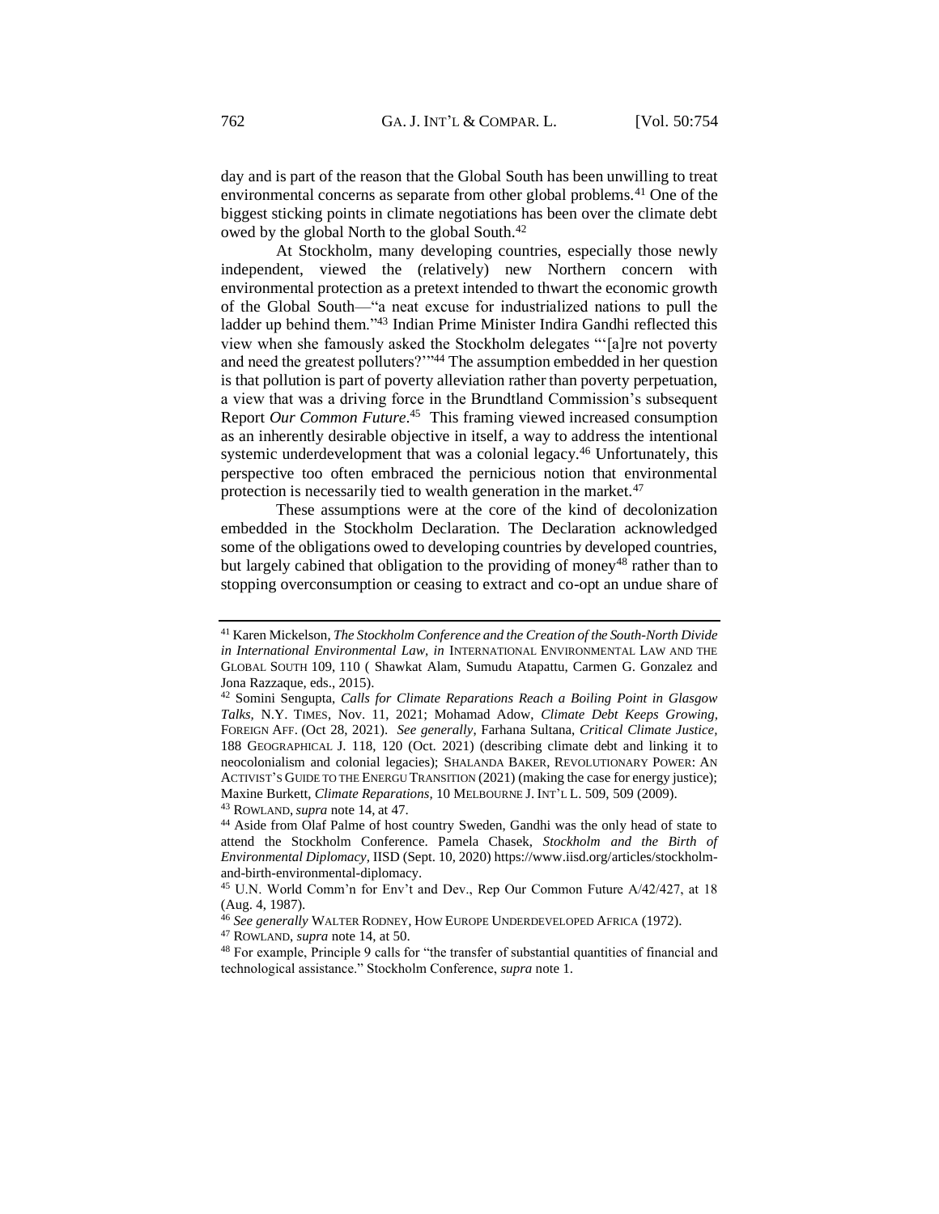day and is part of the reason that the Global South has been unwilling to treat environmental concerns as separate from other global problems.[41] One of the biggest sticking points in climate negotiations has been over the climate debt owed by the global North to the global South.[42]

At Stockholm, many developing countries, especially those newly independent, viewed the (relatively) new Northern concern with environmental protection as a pretext intended to thwart the economic growth of the Global South—"a neat excuse for industrialized nations to pull the ladder up behind them."[43] Indian Prime Minister Indira Gandhi reflected this view when she famously asked the Stockholm delegates "'[a]re not poverty and need the greatest polluters?'"[44] The assumption embedded in her question is that pollution is part of poverty alleviation rather than poverty perpetuation, a view that was a driving force in the Brundtland Commission's subsequent Report *Our Common Future*.[45] This framing viewed increased consumption as an inherently desirable objective in itself, a way to address the intentional systemic underdevelopment that was a colonial legacy.[46] Unfortunately, this perspective too often embraced the pernicious notion that environmental protection is necessarily tied to wealth generation in the market.[47]

These assumptions were at the core of the kind of decolonization embedded in the Stockholm Declaration. The Declaration acknowledged some of the obligations owed to developing countries by developed countries, but largely cabined that obligation to the providing of money[48] rather than to stopping overconsumption or ceasing to extract and co-opt an undue share of

---

[41] Karen Mickelson, *The Stockholm Conference and the Creation of the South-North Divide in International Environmental Law*, *in* INTERNATIONAL ENVIRONMENTAL LAW AND THE GLOBAL SOUTH 109, 110 ( Shawkat Alam, Sumudu Atapattu, Carmen G. Gonzalez and Jona Razzaque, eds., 2015).

[42] Somini Sengupta, *Calls for Climate Reparations Reach a Boiling Point in Glasgow Talks*, N.Y. TIMES, Nov. 11, 2021; Mohamad Adow, *Climate Debt Keeps Growing*, FOREIGN AFF. (Oct 28, 2021). *See generally*, Farhana Sultana, *Critical Climate Justice*, 188 GEOGRAPHICAL J. 118, 120 (Oct. 2021) (describing climate debt and linking it to neocolonialism and colonial legacies); SHALANDA BAKER, REVOLUTIONARY POWER: AN ACTIVIST'S GUIDE TO THE ENERGU TRANSITION (2021) (making the case for energy justice); Maxine Burkett, *Climate Reparations*, 10 MELBOURNE J. INT'L L. 509, 509 (2009).

[43] ROWLAND, *supra* note 14, at 47.

[44] Aside from Olaf Palme of host country Sweden, Gandhi was the only head of state to attend the Stockholm Conference. Pamela Chasek, *Stockholm and the Birth of Environmental Diplomacy*, IISD (Sept. 10, 2020) https://www.iisd.org/articles/stockholm-and-birth-environmental-diplomacy.

[45] U.N. World Comm'n for Env't and Dev., Rep Our Common Future A/42/427, at 18 (Aug. 4, 1987).

[46] *See generally* WALTER RODNEY, HOW EUROPE UNDERDEVELOPED AFRICA (1972).

[47] ROWLAND, *supra* note 14, at 50.

[48] For example, Principle 9 calls for "the transfer of substantial quantities of financial and technological assistance." Stockholm Conference, *supra* note 1.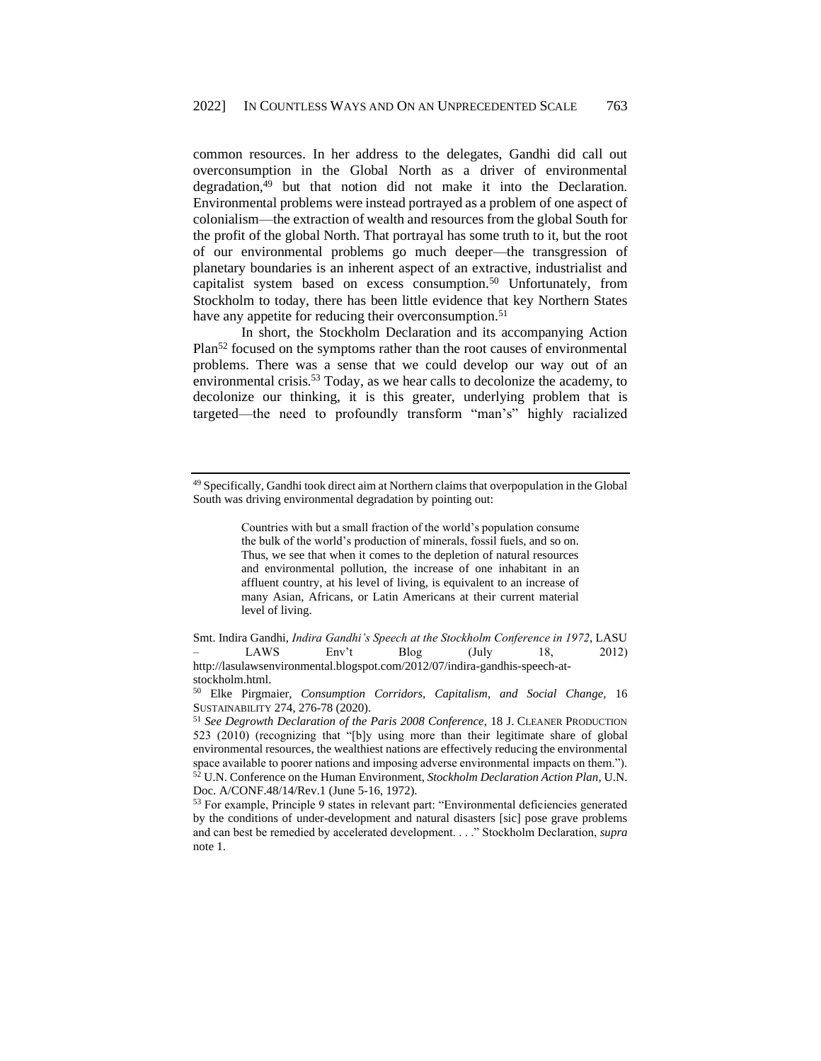common resources. In her address to the delegates, Gandhi did call out overconsumption in the Global North as a driver of environmental degradation,[49] but that notion did not make it into the Declaration. Environmental problems were instead portrayed as a problem of one aspect of colonialism—the extraction of wealth and resources from the global South for the profit of the global North. That portrayal has some truth to it, but the root of our environmental problems go much deeper—the transgression of planetary boundaries is an inherent aspect of an extractive, industrialist and capitalist system based on excess consumption.[50] Unfortunately, from Stockholm to today, there has been little evidence that key Northern States have any appetite for reducing their overconsumption.[51]

In short, the Stockholm Declaration and its accompanying Action Plan[52] focused on the symptoms rather than the root causes of environmental problems. There was a sense that we could develop our way out of an environmental crisis.[53] Today, as we hear calls to decolonize the academy, to decolonize our thinking, it is this greater, underlying problem that is targeted—the need to profoundly transform "man's" highly racialized

---

[49] Specifically, Gandhi took direct aim at Northern claims that overpopulation in the Global South was driving environmental degradation by pointing out:

> Countries with but a small fraction of the world's population consume the bulk of the world's production of minerals, fossil fuels, and so on. Thus, we see that when it comes to the depletion of natural resources and environmental pollution, the increase of one inhabitant in an affluent country, at his level of living, is equivalent to an increase of many Asian, Africans, or Latin Americans at their current material level of living.

Smt. Indira Gandhi, *Indira Gandhi's Speech at the Stockholm Conference in 1972*, LASU – LAWS Env't Blog (July 18, 2012) http://lasulawsenvironmental.blogspot.com/2012/07/indira-gandhis-speech-at-stockholm.html.

[50] Elke Pirgmaier, *Consumption Corridors, Capitalism, and Social Change,* 16 SUSTAINABILITY 274, 276-78 (2020).

[51] *See Degrowth Declaration of the Paris 2008 Conference*, 18 J. CLEANER PRODUCTION 523 (2010) (recognizing that "[b]y using more than their legitimate share of global environmental resources, the wealthiest nations are effectively reducing the environmental space available to poorer nations and imposing adverse environmental impacts on them.").

[52] U.N. Conference on the Human Environment, *Stockholm Declaration Action Plan*, U.N. Doc. A/CONF.48/14/Rev.1 (June 5-16, 1972).

[53] For example, Principle 9 states in relevant part: "Environmental deficiencies generated by the conditions of under-development and natural disasters [sic] pose grave problems and can best be remedied by accelerated development. . . ." Stockholm Declaration, *supra* note 1.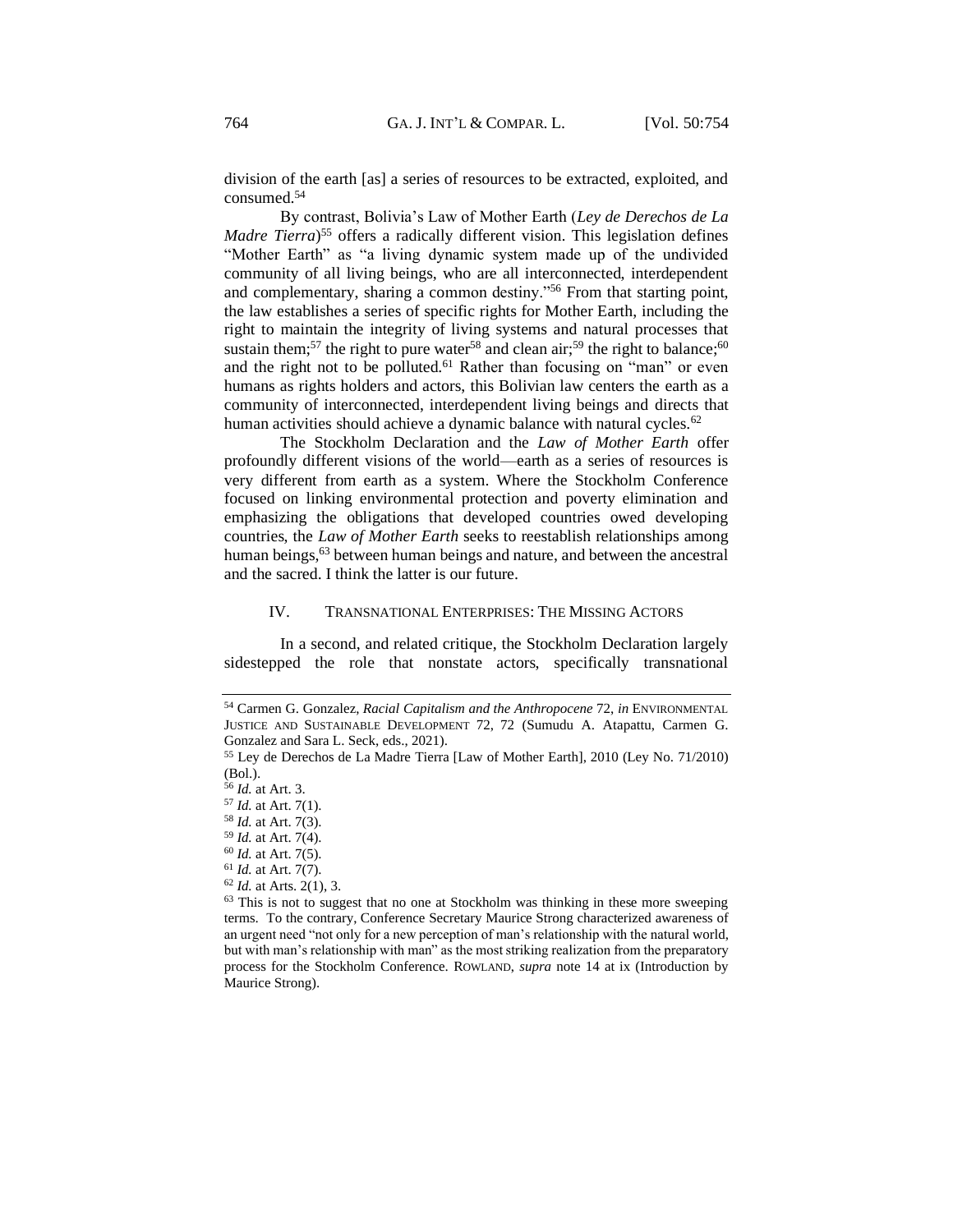division of the earth [as] a series of resources to be extracted, exploited, and consumed.[54]

By contrast, Bolivia's Law of Mother Earth (*Ley de Derechos de La Madre Tierra*)[55] offers a radically different vision. This legislation defines "Mother Earth" as "a living dynamic system made up of the undivided community of all living beings, who are all interconnected, interdependent and complementary, sharing a common destiny."[56] From that starting point, the law establishes a series of specific rights for Mother Earth, including the right to maintain the integrity of living systems and natural processes that sustain them;[57] the right to pure water[58] and clean air;[59] the right to balance;[60] and the right not to be polluted.[61] Rather than focusing on "man" or even humans as rights holders and actors, this Bolivian law centers the earth as a community of interconnected, interdependent living beings and directs that human activities should achieve a dynamic balance with natural cycles.[62]

The Stockholm Declaration and the *Law of Mother Earth* offer profoundly different visions of the world—earth as a series of resources is very different from earth as a system. Where the Stockholm Conference focused on linking environmental protection and poverty elimination and emphasizing the obligations that developed countries owed developing countries, the *Law of Mother Earth* seeks to reestablish relationships among human beings,[63] between human beings and nature, and between the ancestral and the sacred. I think the latter is our future.

## IV. TRANSNATIONAL ENTERPRISES: THE MISSING ACTORS

In a second, and related critique, the Stockholm Declaration largely sidestepped the role that nonstate actors, specifically transnational

---

[54] Carmen G. Gonzalez, *Racial Capitalism and the Anthropocene* 72, *in* ENVIRONMENTAL JUSTICE AND SUSTAINABLE DEVELOPMENT 72, 72 (Sumudu A. Atapattu, Carmen G. Gonzalez and Sara L. Seck, eds., 2021).

[55] Ley de Derechos de La Madre Tierra [Law of Mother Earth], 2010 (Ley No. 71/2010) (Bol.).

[56] *Id.* at Art. 3.

[57] *Id.* at Art. 7(1).

[58] *Id.* at Art. 7(3).

[59] *Id.* at Art. 7(4).

[60] *Id.* at Art. 7(5).

[61] *Id.* at Art. 7(7).

[62] *Id.* at Arts. 2(1), 3.

[63] This is not to suggest that no one at Stockholm was thinking in these more sweeping terms. To the contrary, Conference Secretary Maurice Strong characterized awareness of an urgent need "not only for a new perception of man's relationship with the natural world, but with man's relationship with man" as the most striking realization from the preparatory process for the Stockholm Conference. ROWLAND, *supra* note 14 at ix (Introduction by Maurice Strong).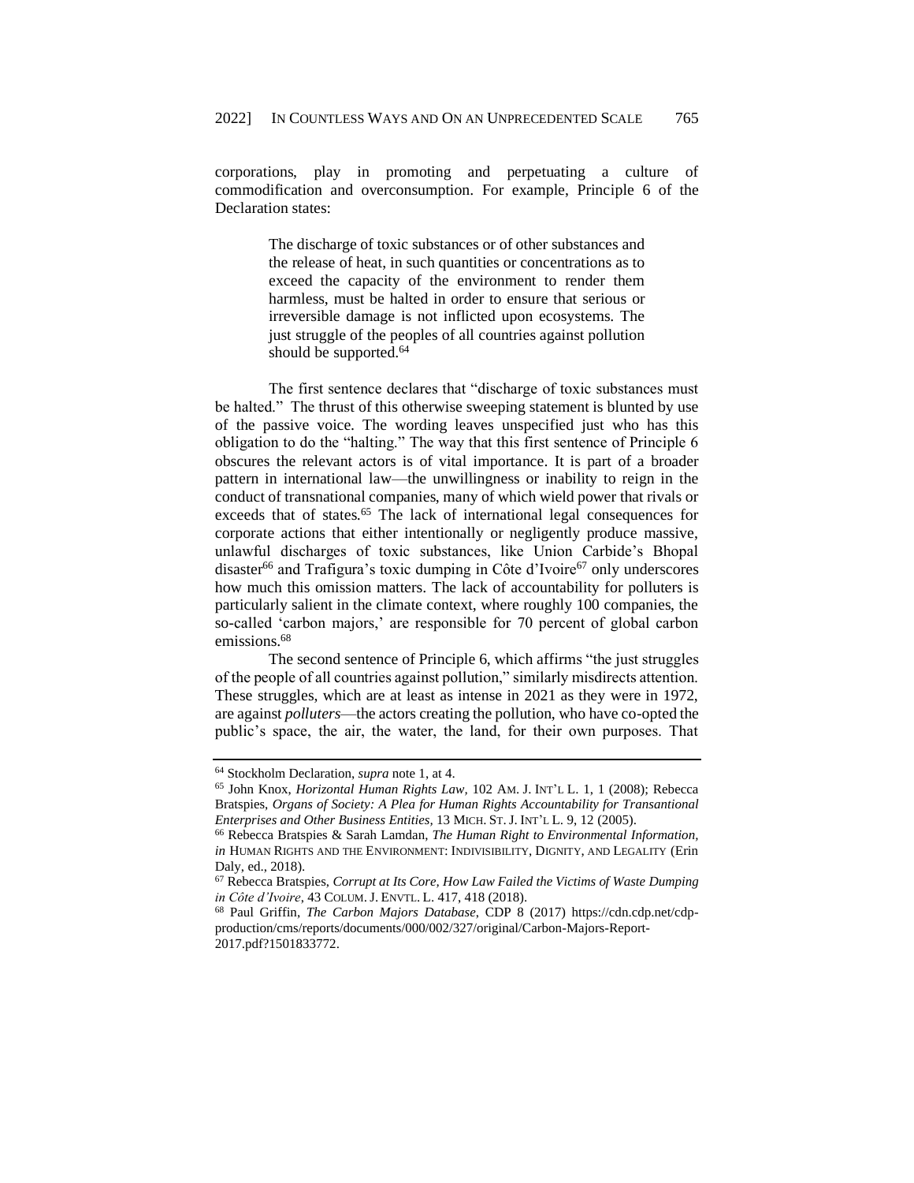corporations, play in promoting and perpetuating a culture of commodification and overconsumption. For example, Principle 6 of the Declaration states:

> The discharge of toxic substances or of other substances and the release of heat, in such quantities or concentrations as to exceed the capacity of the environment to render them harmless, must be halted in order to ensure that serious or irreversible damage is not inflicted upon ecosystems. The just struggle of the peoples of all countries against pollution should be supported.[64]

The first sentence declares that "discharge of toxic substances must be halted." The thrust of this otherwise sweeping statement is blunted by use of the passive voice. The wording leaves unspecified just who has this obligation to do the "halting." The way that this first sentence of Principle 6 obscures the relevant actors is of vital importance. It is part of a broader pattern in international law—the unwillingness or inability to reign in the conduct of transnational companies, many of which wield power that rivals or exceeds that of states.[65] The lack of international legal consequences for corporate actions that either intentionally or negligently produce massive, unlawful discharges of toxic substances, like Union Carbide's Bhopal disaster[66] and Trafigura's toxic dumping in Côte d'Ivoire[67] only underscores how much this omission matters. The lack of accountability for polluters is particularly salient in the climate context, where roughly 100 companies, the so-called 'carbon majors,' are responsible for 70 percent of global carbon emissions.[68]

The second sentence of Principle 6, which affirms "the just struggles of the people of all countries against pollution," similarly misdirects attention. These struggles, which are at least as intense in 2021 as they were in 1972, are against *polluters*—the actors creating the pollution, who have co-opted the public's space, the air, the water, the land, for their own purposes. That

---

[64] Stockholm Declaration, *supra* note 1, at 4.

[65] John Knox, *Horizontal Human Rights Law*, 102 AM. J. INT'L L. 1, 1 (2008); Rebecca Bratspies, *Organs of Society: A Plea for Human Rights Accountability for Transantional Enterprises and Other Business Entities*, 13 MICH. ST. J. INT'L L. 9, 12 (2005).

[66] Rebecca Bratspies & Sarah Lamdan, *The Human Right to Environmental Information*, *in* HUMAN RIGHTS AND THE ENVIRONMENT: INDIVISIBILITY, DIGNITY, AND LEGALITY (Erin Daly, ed., 2018).

[67] Rebecca Bratspies, *Corrupt at Its Core, How Law Failed the Victims of Waste Dumping in Côte d'Ivoire*, 43 COLUM. J. ENVTL. L. 417, 418 (2018).

[68] Paul Griffin, *The Carbon Majors Database*, CDP 8 (2017) https://cdn.cdp.net/cdp-production/cms/reports/documents/000/002/327/original/Carbon-Majors-Report-2017.pdf?1501833772.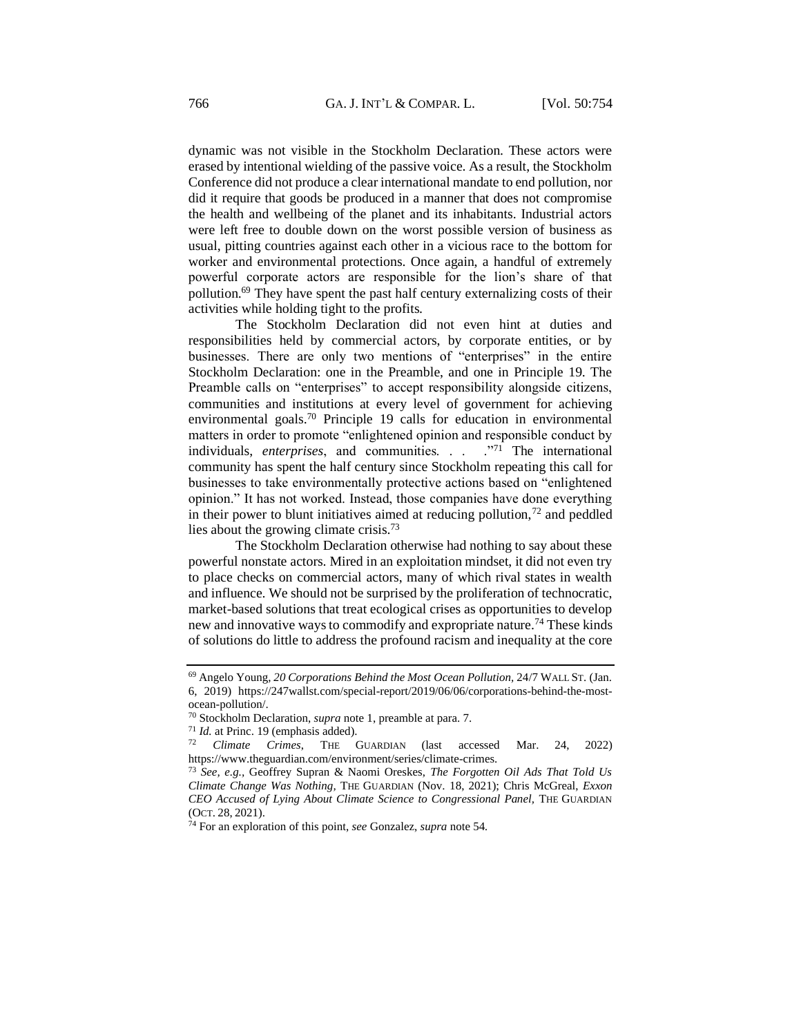dynamic was not visible in the Stockholm Declaration. These actors were erased by intentional wielding of the passive voice. As a result, the Stockholm Conference did not produce a clear international mandate to end pollution, nor did it require that goods be produced in a manner that does not compromise the health and wellbeing of the planet and its inhabitants. Industrial actors were left free to double down on the worst possible version of business as usual, pitting countries against each other in a vicious race to the bottom for worker and environmental protections. Once again, a handful of extremely powerful corporate actors are responsible for the lion's share of that pollution.[69] They have spent the past half century externalizing costs of their activities while holding tight to the profits.

The Stockholm Declaration did not even hint at duties and responsibilities held by commercial actors, by corporate entities, or by businesses. There are only two mentions of "enterprises" in the entire Stockholm Declaration: one in the Preamble, and one in Principle 19. The Preamble calls on "enterprises" to accept responsibility alongside citizens, communities and institutions at every level of government for achieving environmental goals.[70] Principle 19 calls for education in environmental matters in order to promote "enlightened opinion and responsible conduct by individuals, *enterprises*, and communities. . . ."[71] The international community has spent the half century since Stockholm repeating this call for businesses to take environmentally protective actions based on "enlightened opinion." It has not worked. Instead, those companies have done everything in their power to blunt initiatives aimed at reducing pollution,[72] and peddled lies about the growing climate crisis.[73]

The Stockholm Declaration otherwise had nothing to say about these powerful nonstate actors. Mired in an exploitation mindset, it did not even try to place checks on commercial actors, many of which rival states in wealth and influence. We should not be surprised by the proliferation of technocratic, market-based solutions that treat ecological crises as opportunities to develop new and innovative ways to commodify and expropriate nature.[74] These kinds of solutions do little to address the profound racism and inequality at the core

---

[69] Angelo Young, *20 Corporations Behind the Most Ocean Pollution*, 24/7 WALL ST. (Jan. 6, 2019) https://247wallst.com/special-report/2019/06/06/corporations-behind-the-most-ocean-pollution/.

[70] Stockholm Declaration, *supra* note 1, preamble at para. 7.

[71] *Id.* at Princ. 19 (emphasis added).

[72] *Climate Crimes*, THE GUARDIAN (last accessed Mar. 24, 2022) https://www.theguardian.com/environment/series/climate-crimes.

[73] *See, e.g.*, Geoffrey Supran & Naomi Oreskes, *The Forgotten Oil Ads That Told Us Climate Change Was Nothing*, THE GUARDIAN (Nov. 18, 2021); Chris McGreal, *Exxon CEO Accused of Lying About Climate Science to Congressional Panel*, THE GUARDIAN (OCT. 28, 2021).

[74] For an exploration of this point, *see* Gonzalez, *supra* note 54.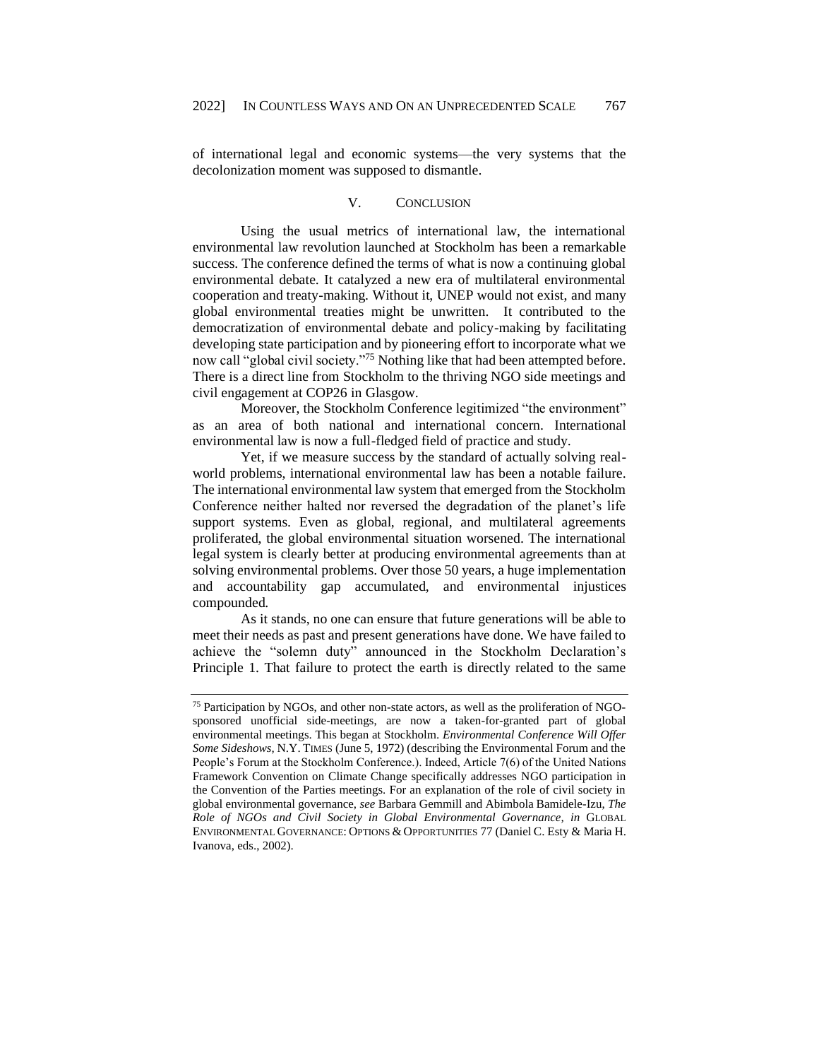of international legal and economic systems—the very systems that the decolonization moment was supposed to dismantle.

## V. CONCLUSION

Using the usual metrics of international law, the international environmental law revolution launched at Stockholm has been a remarkable success. The conference defined the terms of what is now a continuing global environmental debate. It catalyzed a new era of multilateral environmental cooperation and treaty-making. Without it, UNEP would not exist, and many global environmental treaties might be unwritten. It contributed to the democratization of environmental debate and policy-making by facilitating developing state participation and by pioneering effort to incorporate what we now call "global civil society."[75] Nothing like that had been attempted before. There is a direct line from Stockholm to the thriving NGO side meetings and civil engagement at COP26 in Glasgow.

Moreover, the Stockholm Conference legitimized "the environment" as an area of both national and international concern. International environmental law is now a full-fledged field of practice and study.

Yet, if we measure success by the standard of actually solving real-world problems, international environmental law has been a notable failure. The international environmental law system that emerged from the Stockholm Conference neither halted nor reversed the degradation of the planet's life support systems. Even as global, regional, and multilateral agreements proliferated, the global environmental situation worsened. The international legal system is clearly better at producing environmental agreements than at solving environmental problems. Over those 50 years, a huge implementation and accountability gap accumulated, and environmental injustices compounded.

As it stands, no one can ensure that future generations will be able to meet their needs as past and present generations have done. We have failed to achieve the "solemn duty" announced in the Stockholm Declaration's Principle 1. That failure to protect the earth is directly related to the same

---

[75] Participation by NGOs, and other non-state actors, as well as the proliferation of NGO-sponsored unofficial side-meetings, are now a taken-for-granted part of global environmental meetings. This began at Stockholm. *Environmental Conference Will Offer Some Sideshows*, N.Y. TIMES (June 5, 1972) (describing the Environmental Forum and the People's Forum at the Stockholm Conference.). Indeed, Article 7(6) of the United Nations Framework Convention on Climate Change specifically addresses NGO participation in the Convention of the Parties meetings. For an explanation of the role of civil society in global environmental governance, *see* Barbara Gemmill and Abimbola Bamidele-Izu, *The Role of NGOs and Civil Society in Global Environmental Governance*, *in* GLOBAL ENVIRONMENTAL GOVERNANCE: OPTIONS & OPPORTUNITIES 77 (Daniel C. Esty & Maria H. Ivanova, eds., 2002).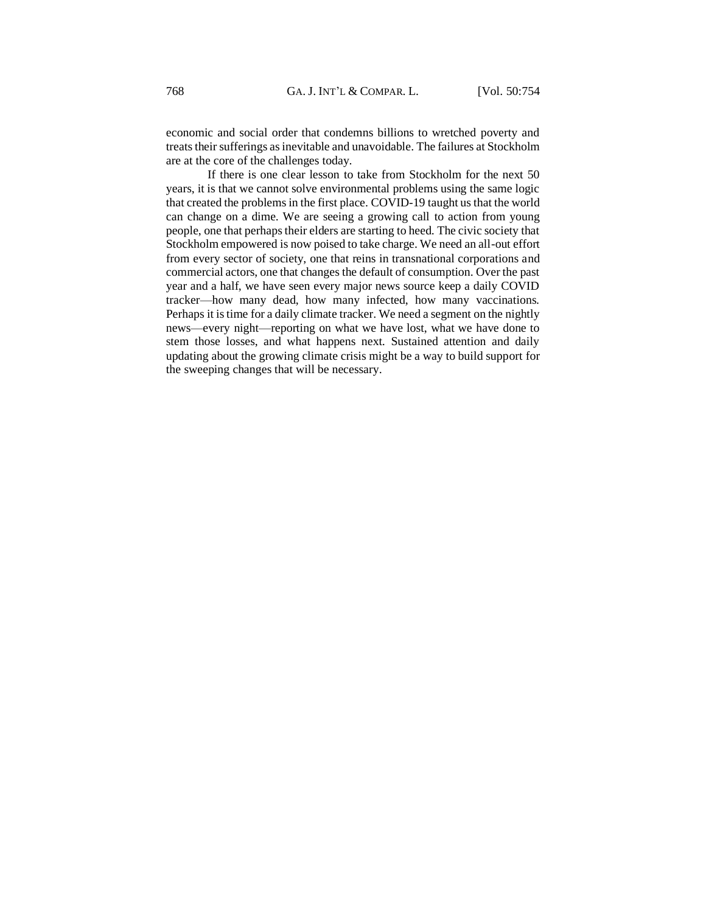economic and social order that condemns billions to wretched poverty and treats their sufferings as inevitable and unavoidable. The failures at Stockholm are at the core of the challenges today.

If there is one clear lesson to take from Stockholm for the next 50 years, it is that we cannot solve environmental problems using the same logic that created the problems in the first place. COVID-19 taught us that the world can change on a dime. We are seeing a growing call to action from young people, one that perhaps their elders are starting to heed. The civic society that Stockholm empowered is now poised to take charge. We need an all-out effort from every sector of society, one that reins in transnational corporations and commercial actors, one that changes the default of consumption. Over the past year and a half, we have seen every major news source keep a daily COVID tracker—how many dead, how many infected, how many vaccinations. Perhaps it is time for a daily climate tracker. We need a segment on the nightly news—every night—reporting on what we have lost, what we have done to stem those losses, and what happens next. Sustained attention and daily updating about the growing climate crisis might be a way to build support for the sweeping changes that will be necessary.